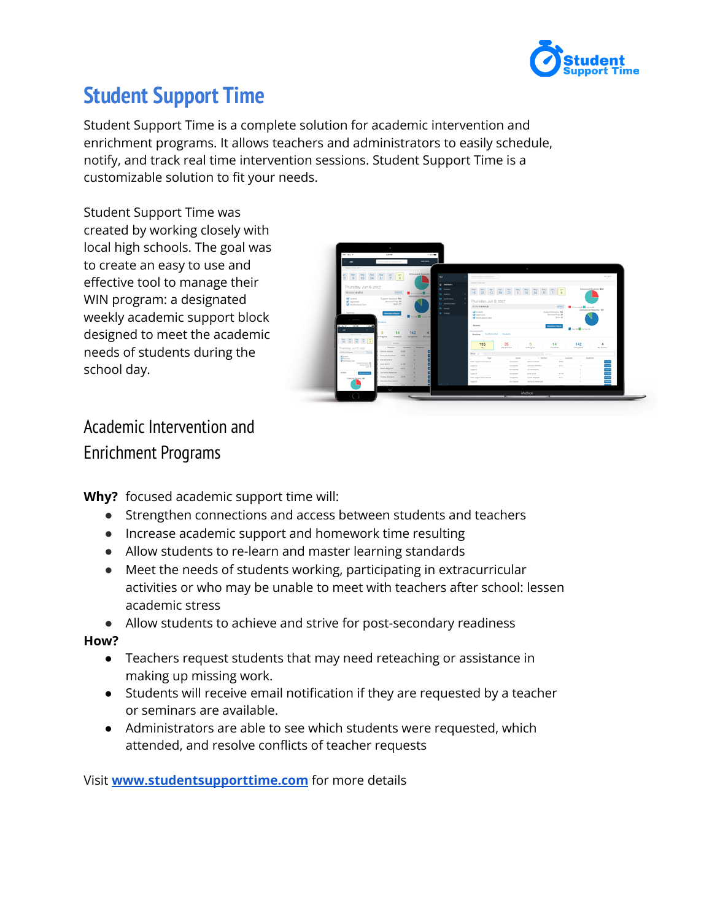# Student Support Time

Student Support Time is a complete solution for academic intervention and enrichment programs. It allows teachers and administrators to easily schedule, notify, and track real time intervention sessions. Student Support Time is a customizable solution to fit your needs.

Student Support Time was created by working closely with local high schools. The goal was to create an easy to use and effective tool to manage their WIN program: a designated weekly academic support block designed to meet the academic needs of students during the school day.

## Academic Intervention and Enrichment Programs

**Why?** focused academic support time will:

- Strengthen connections and access between students and teachers
- Increase academic support and homework time resulting
- Allow students to re-learn and master learning standards
- Meet the needs of students working, participating in extracurricular activities or who may be unable to meet with teachers after school: lessen academic stress
- Allow students to achieve and strive for post-secondary readiness

**How?**

- Teachers request students that may need reteaching or assistance in making up missing work.
- Students will receive email notification if they are requested by a teacher or seminars are available.
- Administrators are able to see which students were requested, which attended, and resolve conflicts of teacher requests

Visit **[www.studentsupporttime.com](http://www.studentsupporttime.com)** for more details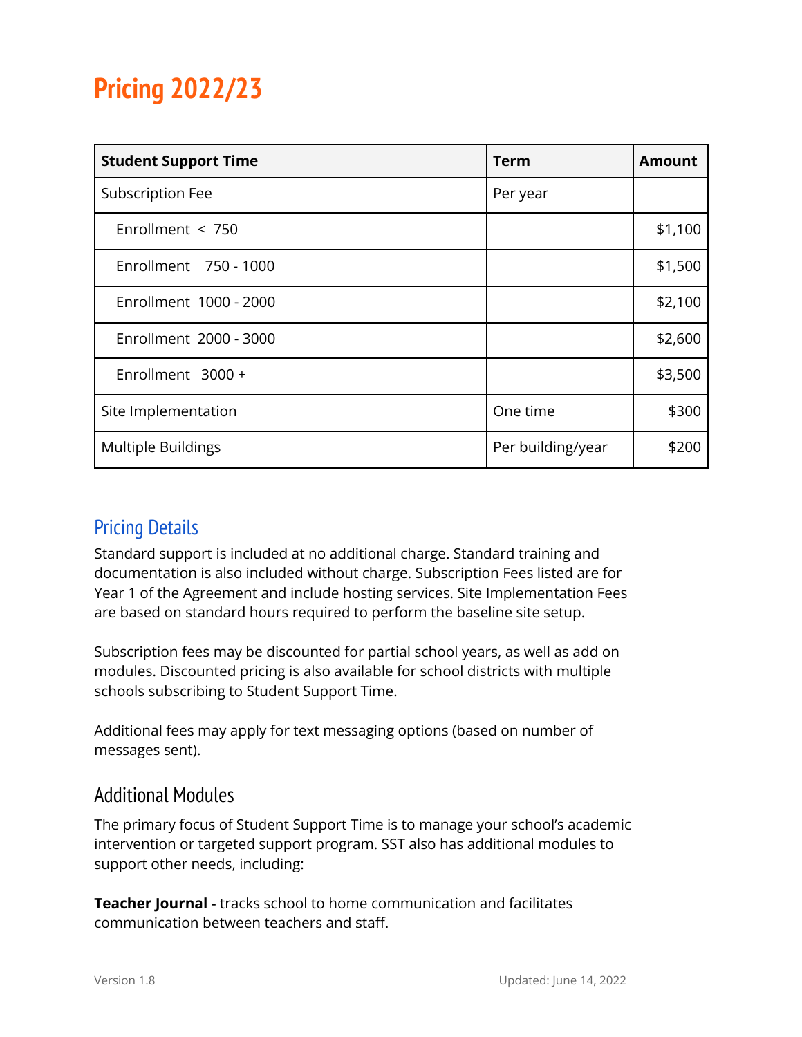# Pricing 2022/23

| Student Support Time | Term | Amount |
| --- | --- | --- |
| Subscription Fee | Per year | |
| Enrollment < 750 | | $1,100 |
| Enrollment 750 - 1000 | | $1,500 |
| Enrollment 1000 - 2000 | | $2,100 |
| Enrollment 2000 - 3000 | | $2,600 |
| Enrollment 3000 + | | $3,500 |
| Site Implementation | One time | $300 |
| Multiple Buildings | Per building/year | $200 |

## Pricing Details

Standard support is included at no additional charge. Standard training and documentation is also included without charge. Subscription Fees listed are for Year 1 of the Agreement and include hosting services. Site Implementation Fees are based on standard hours required to perform the baseline site setup.

Subscription fees may be discounted for partial school years, as well as add on modules. Discounted pricing is also available for school districts with multiple schools subscribing to Student Support Time.

Additional fees may apply for text messaging options (based on number of messages sent).

## Additional Modules

The primary focus of Student Support Time is to manage your school's academic intervention or targeted support program. SST also has additional modules to support other needs, including:

**Teacher Journal -** tracks school to home communication and facilitates communication between teachers and staff.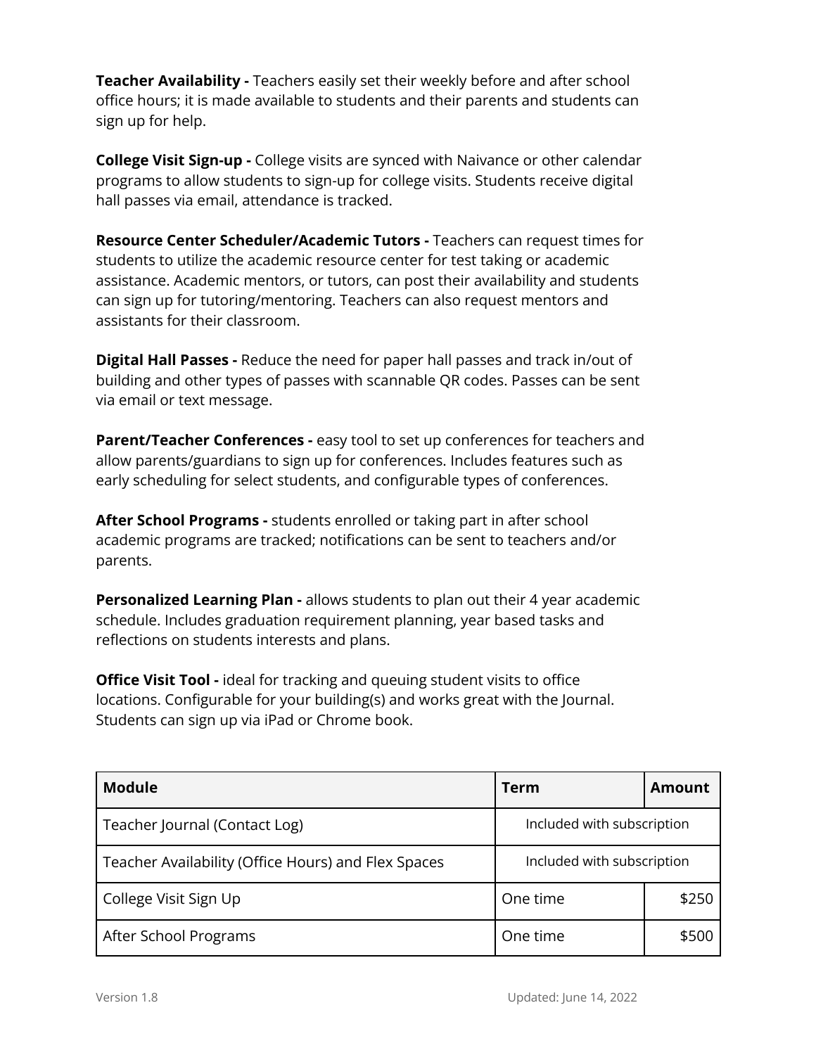**Teacher Availability -** Teachers easily set their weekly before and after school office hours; it is made available to students and their parents and students can sign up for help.

**College Visit Sign-up -** College visits are synced with Naivance or other calendar programs to allow students to sign-up for college visits. Students receive digital hall passes via email, attendance is tracked.

**Resource Center Scheduler/Academic Tutors -** Teachers can request times for students to utilize the academic resource center for test taking or academic assistance. Academic mentors, or tutors, can post their availability and students can sign up for tutoring/mentoring. Teachers can also request mentors and assistants for their classroom.

**Digital Hall Passes -** Reduce the need for paper hall passes and track in/out of building and other types of passes with scannable QR codes. Passes can be sent via email or text message.

**Parent/Teacher Conferences -** easy tool to set up conferences for teachers and allow parents/guardians to sign up for conferences. Includes features such as early scheduling for select students, and configurable types of conferences.

**After School Programs -** students enrolled or taking part in after school academic programs are tracked; notifications can be sent to teachers and/or parents.

**Personalized Learning Plan -** allows students to plan out their 4 year academic schedule. Includes graduation requirement planning, year based tasks and reflections on students interests and plans.

**Office Visit Tool -** ideal for tracking and queuing student visits to office locations. Configurable for your building(s) and works great with the Journal. Students can sign up via iPad or Chrome book.

| Module | Term | Amount |
|---|---|---|
| Teacher Journal (Contact Log) | Included with subscription | |
| Teacher Availability (Office Hours) and Flex Spaces | Included with subscription | |
| College Visit Sign Up | One time | $250 |
| After School Programs | One time | $500 |

Version 1.8 Updated: June 14, 2022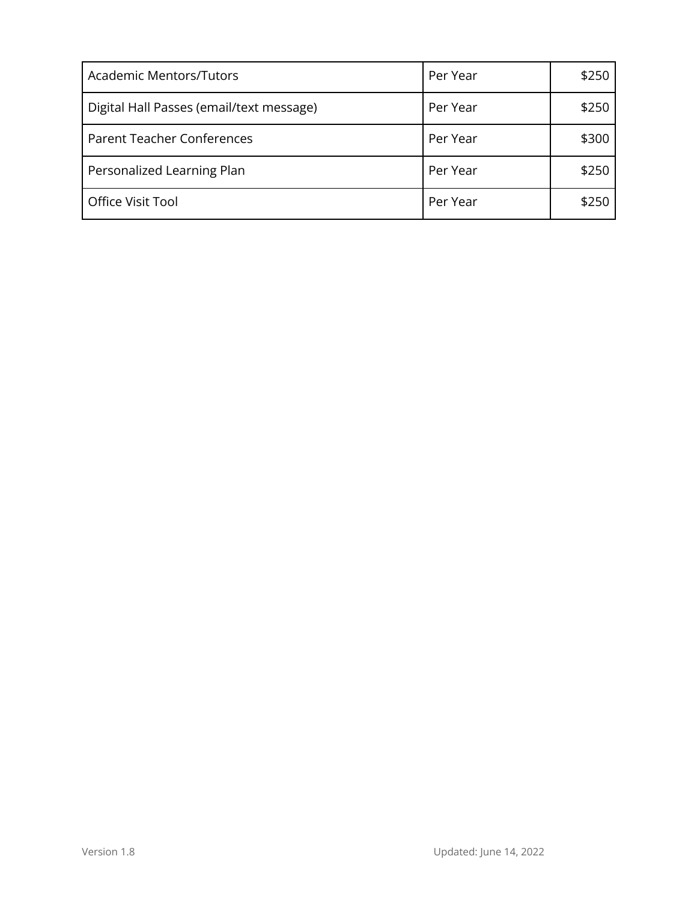| | | |
|---|---|---|
| Academic Mentors/Tutors | Per Year | $250 |
| Digital Hall Passes (email/text message) | Per Year | $250 |
| Parent Teacher Conferences | Per Year | $300 |
| Personalized Learning Plan | Per Year | $250 |
| Office Visit Tool | Per Year | $250 |